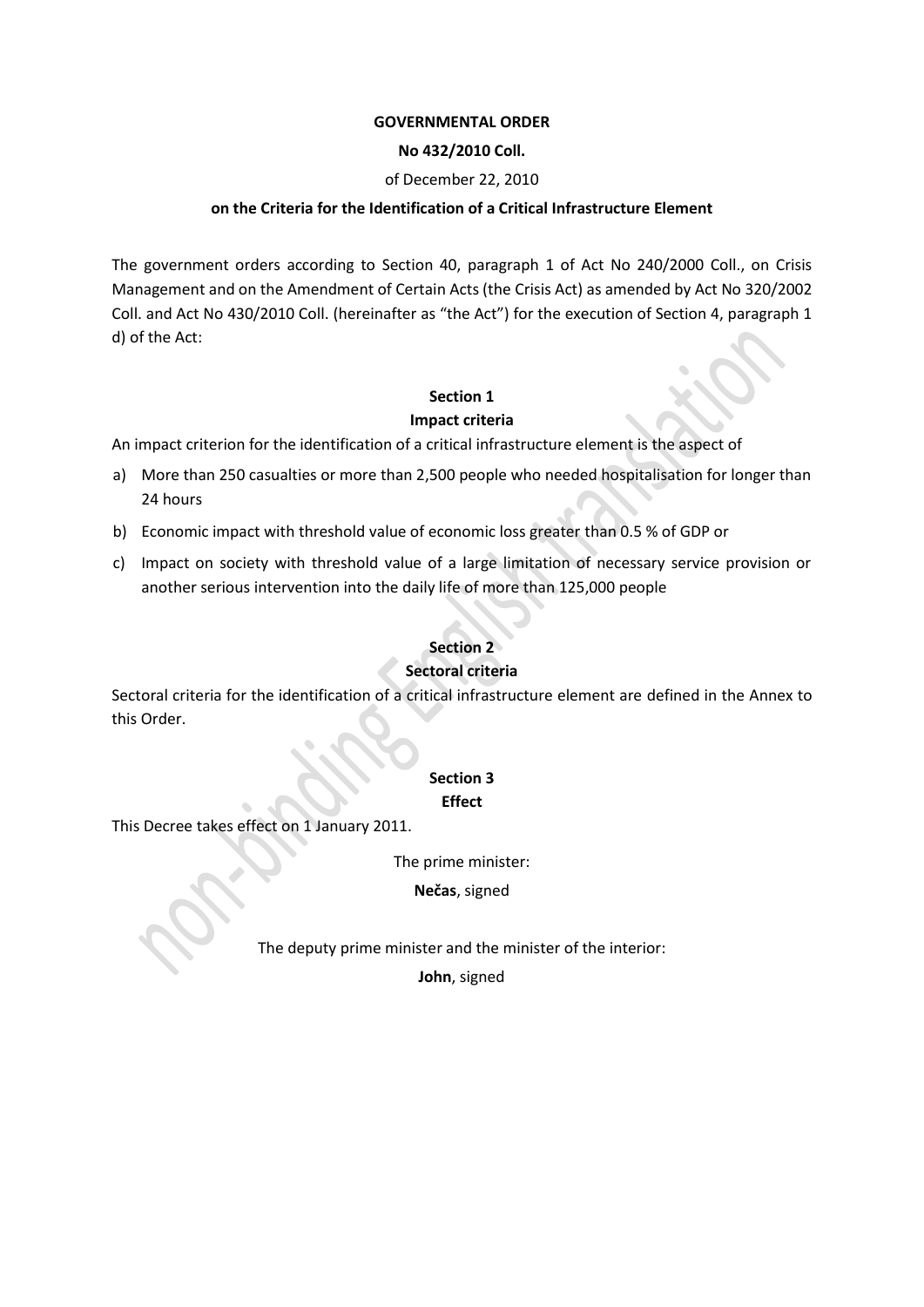**GOVERNMENTAL ORDER**

**No 432/2010 Coll.**

of December 22, 2010

**on the Criteria for the Identification of a Critical Infrastructure Element**

The government orders according to Section 40, paragraph 1 of Act No 240/2000 Coll., on Crisis Management and on the Amendment of Certain Acts (the Crisis Act) as amended by Act No 320/2002 Coll. and Act No 430/2010 Coll. (hereinafter as "the Act") for the execution of Section 4, paragraph 1 d) of the Act:

**Section 1**

**Impact criteria**

An impact criterion for the identification of a critical infrastructure element is the aspect of

a) More than 250 casualties or more than 2,500 people who needed hospitalisation for longer than 24 hours

b) Economic impact with threshold value of economic loss greater than 0.5 % of GDP or

c) Impact on society with threshold value of a large limitation of necessary service provision or another serious intervention into the daily life of more than 125,000 people

**Section 2**

**Sectoral criteria**

Sectoral criteria for the identification of a critical infrastructure element are defined in the Annex to this Order.

**Section 3**

**Effect**

This Decree takes effect on 1 January 2011.

The prime minister:

**Nečas**, signed

The deputy prime minister and the minister of the interior:

**John**, signed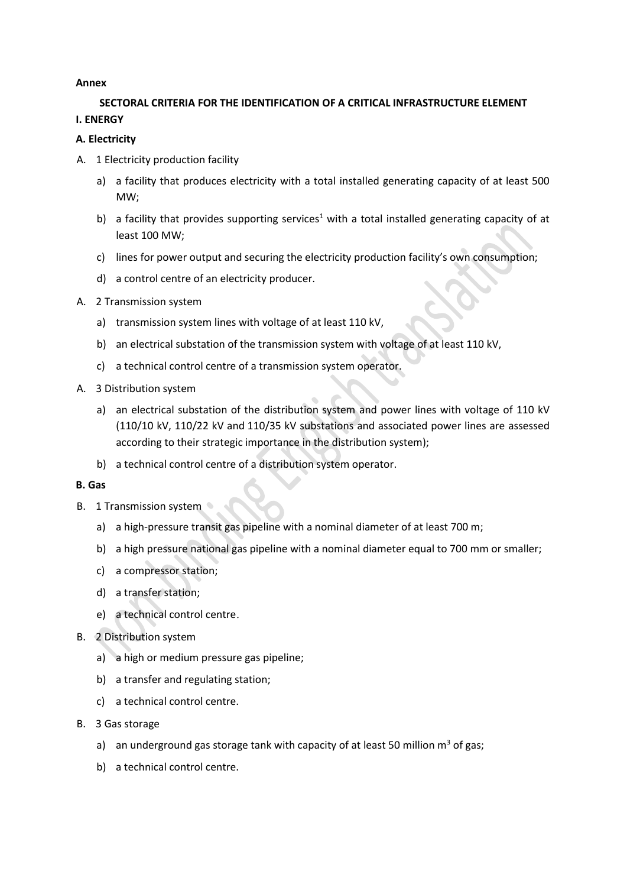**Annex**

**SECTORAL CRITERIA FOR THE IDENTIFICATION OF A CRITICAL INFRASTRUCTURE ELEMENT**

**I. ENERGY**

**A. Electricity**

A. 1 Electricity production facility

a) a facility that produces electricity with a total installed generating capacity of at least 500 MW;

b) a facility that provides supporting services[1] with a total installed generating capacity of at least 100 MW;

c) lines for power output and securing the electricity production facility's own consumption;

d) a control centre of an electricity producer.

A. 2 Transmission system

a) transmission system lines with voltage of at least 110 kV,

b) an electrical substation of the transmission system with voltage of at least 110 kV,

c) a technical control centre of a transmission system operator.

A. 3 Distribution system

a) an electrical substation of the distribution system and power lines with voltage of 110 kV (110/10 kV, 110/22 kV and 110/35 kV substations and associated power lines are assessed according to their strategic importance in the distribution system);

b) a technical control centre of a distribution system operator.

**B. Gas**

B. 1 Transmission system

a) a high-pressure transit gas pipeline with a nominal diameter of at least 700 m;

b) a high pressure national gas pipeline with a nominal diameter equal to 700 mm or smaller;

c) a compressor station;

d) a transfer station;

e) a technical control centre.

B. 2 Distribution system

a) a high or medium pressure gas pipeline;

b) a transfer and regulating station;

c) a technical control centre.

B. 3 Gas storage

a) an underground gas storage tank with capacity of at least 50 million $m^3$ of gas;

b) a technical control centre.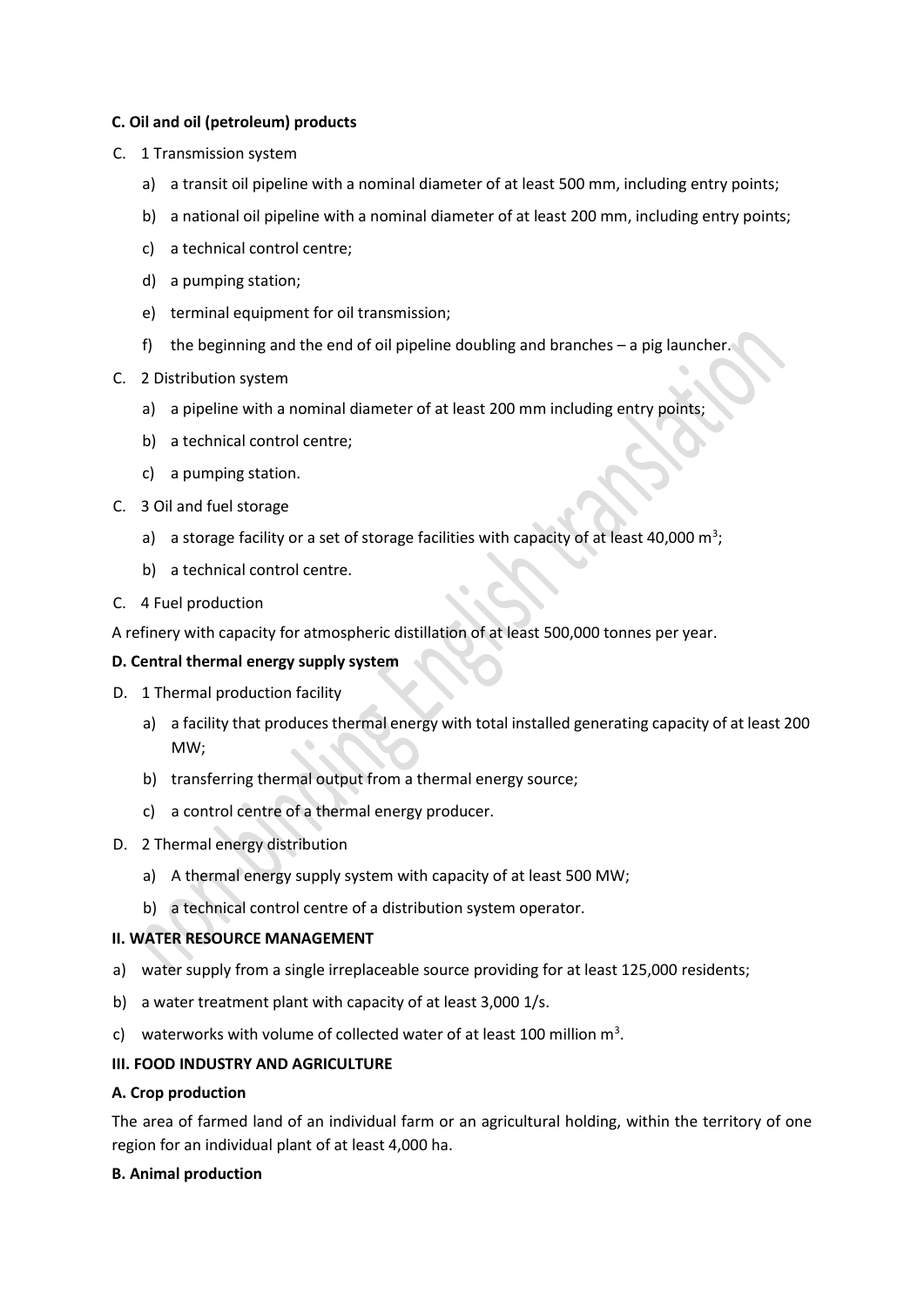**C. Oil and oil (petroleum) products**

C. 1 Transmission system

a) a transit oil pipeline with a nominal diameter of at least 500 mm, including entry points;

b) a national oil pipeline with a nominal diameter of at least 200 mm, including entry points;

c) a technical control centre;

d) a pumping station;

e) terminal equipment for oil transmission;

f) the beginning and the end of oil pipeline doubling and branches – a pig launcher.

C. 2 Distribution system

a) a pipeline with a nominal diameter of at least 200 mm including entry points;

b) a technical control centre;

c) a pumping station.

C. 3 Oil and fuel storage

a) a storage facility or a set of storage facilities with capacity of at least 40,000 $m^3$;

b) a technical control centre.

C. 4 Fuel production

A refinery with capacity for atmospheric distillation of at least 500,000 tonnes per year.

**D. Central thermal energy supply system**

D. 1 Thermal production facility

a) a facility that produces thermal energy with total installed generating capacity of at least 200 MW;

b) transferring thermal output from a thermal energy source;

c) a control centre of a thermal energy producer.

D. 2 Thermal energy distribution

a) A thermal energy supply system with capacity of at least 500 MW;

b) a technical control centre of a distribution system operator.

**II. WATER RESOURCE MANAGEMENT**

a) water supply from a single irreplaceable source providing for at least 125,000 residents;

b) a water treatment plant with capacity of at least 3,000 1/s.

c) waterworks with volume of collected water of at least 100 million $m^3$.

**III. FOOD INDUSTRY AND AGRICULTURE**

**A. Crop production**

The area of farmed land of an individual farm or an agricultural holding, within the territory of one region for an individual plant of at least 4,000 ha.

**B. Animal production**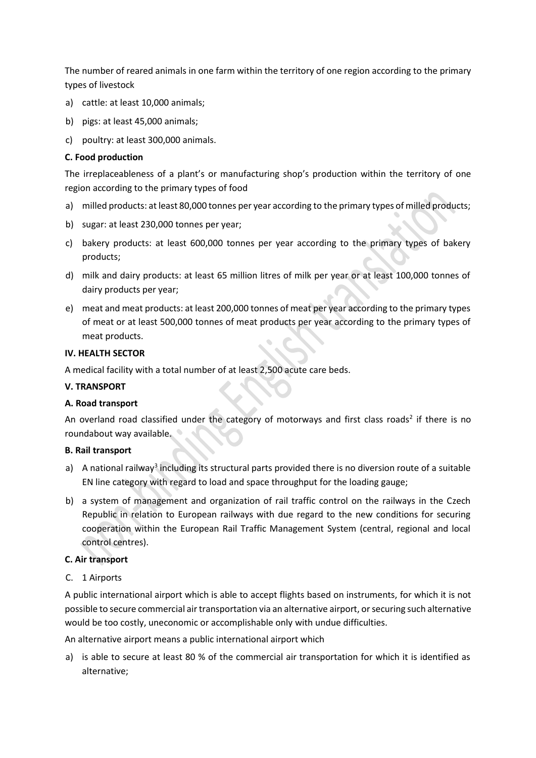The number of reared animals in one farm within the territory of one region according to the primary types of livestock

a) cattle: at least 10,000 animals;
b) pigs: at least 45,000 animals;
c) poultry: at least 300,000 animals.

**C. Food production**

The irreplaceableness of a plant's or manufacturing shop's production within the territory of one region according to the primary types of food

a) milled products: at least 80,000 tonnes per year according to the primary types of milled products;
b) sugar: at least 230,000 tonnes per year;
c) bakery products: at least 600,000 tonnes per year according to the primary types of bakery products;
d) milk and dairy products: at least 65 million litres of milk per year or at least 100,000 tonnes of dairy products per year;
e) meat and meat products: at least 200,000 tonnes of meat per year according to the primary types of meat or at least 500,000 tonnes of meat products per year according to the primary types of meat products.

**IV. HEALTH SECTOR**

A medical facility with a total number of at least 2,500 acute care beds.

**V. TRANSPORT**

**A. Road transport**

An overland road classified under the category of motorways and first class roads[2] if there is no roundabout way available.

**B. Rail transport**

a) A national railway[3] including its structural parts provided there is no diversion route of a suitable EN line category with regard to load and space throughput for the loading gauge;
b) a system of management and organization of rail traffic control on the railways in the Czech Republic in relation to European railways with due regard to the new conditions for securing cooperation within the European Rail Traffic Management System (central, regional and local control centres).

**C. Air transport**

C. 1 Airports

A public international airport which is able to accept flights based on instruments, for which it is not possible to secure commercial air transportation via an alternative airport, or securing such alternative would be too costly, uneconomic or accomplishable only with undue difficulties.

An alternative airport means a public international airport which

a) is able to secure at least 80 % of the commercial air transportation for which it is identified as alternative;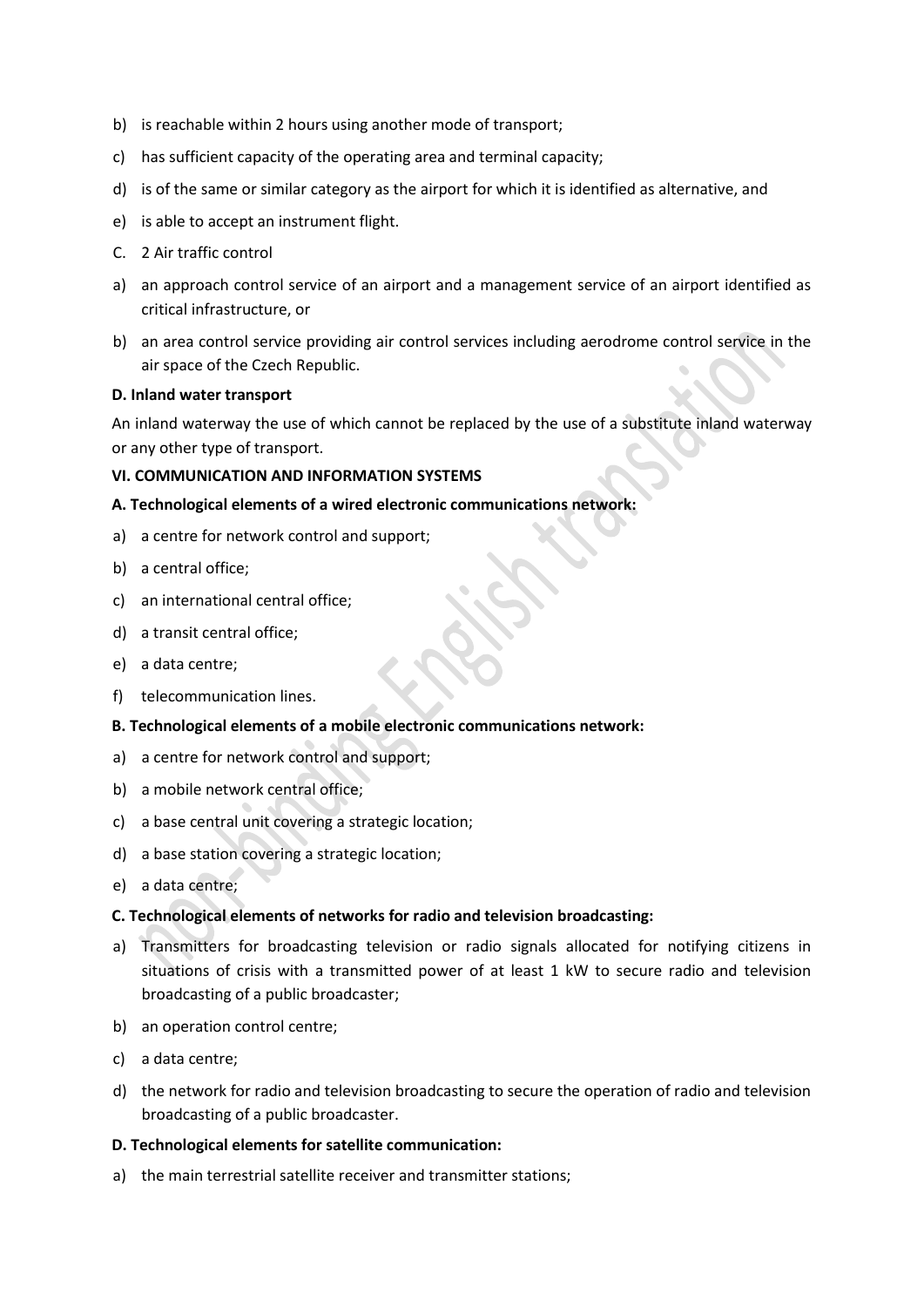b) is reachable within 2 hours using another mode of transport;

c) has sufficient capacity of the operating area and terminal capacity;

d) is of the same or similar category as the airport for which it is identified as alternative, and

e) is able to accept an instrument flight.

C. 2 Air traffic control

a) an approach control service of an airport and a management service of an airport identified as critical infrastructure, or

b) an area control service providing air control services including aerodrome control service in the air space of the Czech Republic.

**D. Inland water transport**

An inland waterway the use of which cannot be replaced by the use of a substitute inland waterway or any other type of transport.

**VI. COMMUNICATION AND INFORMATION SYSTEMS**

**A. Technological elements of a wired electronic communications network:**

a) a centre for network control and support;

b) a central office;

c) an international central office;

d) a transit central office;

e) a data centre;

f) telecommunication lines.

**B. Technological elements of a mobile electronic communications network:**

a) a centre for network control and support;

b) a mobile network central office;

c) a base central unit covering a strategic location;

d) a base station covering a strategic location;

e) a data centre;

**C. Technological elements of networks for radio and television broadcasting:**

a) Transmitters for broadcasting television or radio signals allocated for notifying citizens in situations of crisis with a transmitted power of at least 1 kW to secure radio and television broadcasting of a public broadcaster;

b) an operation control centre;

c) a data centre;

d) the network for radio and television broadcasting to secure the operation of radio and television broadcasting of a public broadcaster.

**D. Technological elements for satellite communication:**

a) the main terrestrial satellite receiver and transmitter stations;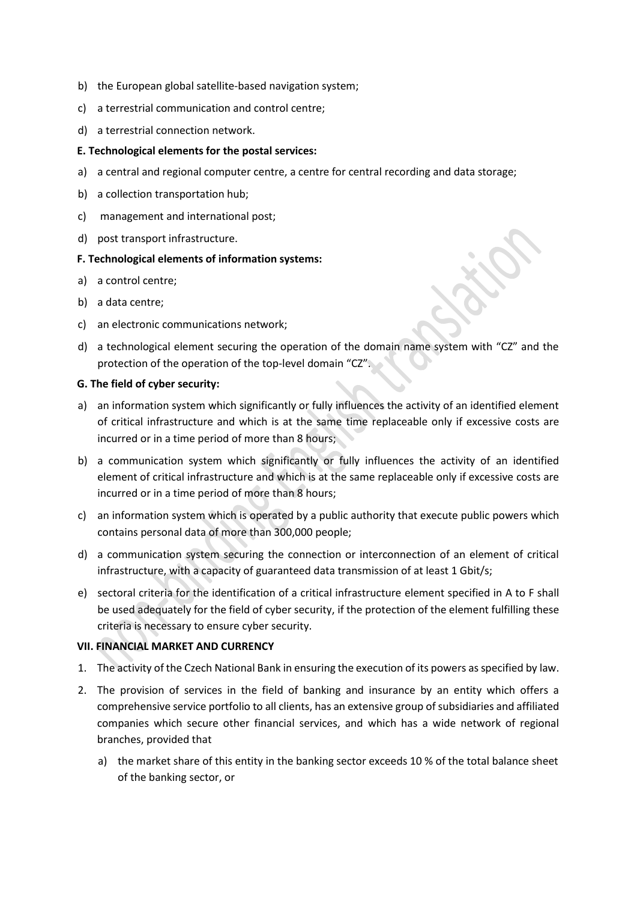b) the European global satellite-based navigation system;

c) a terrestrial communication and control centre;

d) a terrestrial connection network.

**E. Technological elements for the postal services:**

a) a central and regional computer centre, a centre for central recording and data storage;

b) a collection transportation hub;

c) management and international post;

d) post transport infrastructure.

**F. Technological elements of information systems:**

a) a control centre;

b) a data centre;

c) an electronic communications network;

d) a technological element securing the operation of the domain name system with "CZ" and the protection of the operation of the top-level domain "CZ".

**G. The field of cyber security:**

a) an information system which significantly or fully influences the activity of an identified element of critical infrastructure and which is at the same time replaceable only if excessive costs are incurred or in a time period of more than 8 hours;

b) a communication system which significantly or fully influences the activity of an identified element of critical infrastructure and which is at the same replaceable only if excessive costs are incurred or in a time period of more than 8 hours;

c) an information system which is operated by a public authority that execute public powers which contains personal data of more than 300,000 people;

d) a communication system securing the connection or interconnection of an element of critical infrastructure, with a capacity of guaranteed data transmission of at least 1 Gbit/s;

e) sectoral criteria for the identification of a critical infrastructure element specified in A to F shall be used adequately for the field of cyber security, if the protection of the element fulfilling these criteria is necessary to ensure cyber security.

**VII. FINANCIAL MARKET AND CURRENCY**

1. The activity of the Czech National Bank in ensuring the execution of its powers as specified by law.
2. The provision of services in the field of banking and insurance by an entity which offers a comprehensive service portfolio to all clients, has an extensive group of subsidiaries and affiliated companies which secure other financial services, and which has a wide network of regional branches, provided that
   a) the market share of this entity in the banking sector exceeds 10 % of the total balance sheet of the banking sector, or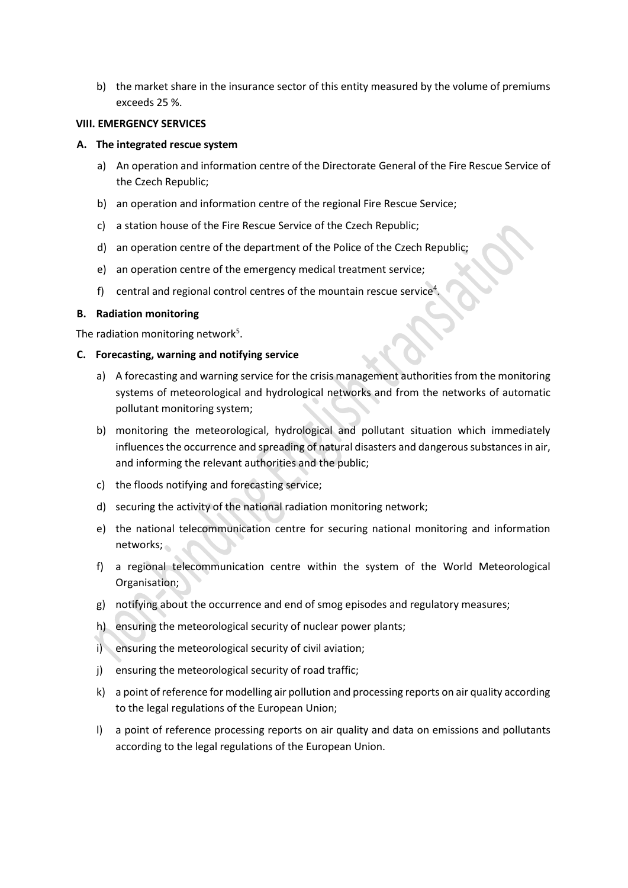b) the market share in the insurance sector of this entity measured by the volume of premiums exceeds 25 %.

**VIII. EMERGENCY SERVICES**

**A. The integrated rescue system**

a) An operation and information centre of the Directorate General of the Fire Rescue Service of the Czech Republic;

b) an operation and information centre of the regional Fire Rescue Service;

c) a station house of the Fire Rescue Service of the Czech Republic;

d) an operation centre of the department of the Police of the Czech Republic;

e) an operation centre of the emergency medical treatment service;

f) central and regional control centres of the mountain rescue service[4].

**B. Radiation monitoring**

The radiation monitoring network[5].

**C. Forecasting, warning and notifying service**

a) A forecasting and warning service for the crisis management authorities from the monitoring systems of meteorological and hydrological networks and from the networks of automatic pollutant monitoring system;

b) monitoring the meteorological, hydrological and pollutant situation which immediately influences the occurrence and spreading of natural disasters and dangerous substances in air, and informing the relevant authorities and the public;

c) the floods notifying and forecasting service;

d) securing the activity of the national radiation monitoring network;

e) the national telecommunication centre for securing national monitoring and information networks;

f) a regional telecommunication centre within the system of the World Meteorological Organisation;

g) notifying about the occurrence and end of smog episodes and regulatory measures;

h) ensuring the meteorological security of nuclear power plants;

i) ensuring the meteorological security of civil aviation;

j) ensuring the meteorological security of road traffic;

k) a point of reference for modelling air pollution and processing reports on air quality according to the legal regulations of the European Union;

l) a point of reference processing reports on air quality and data on emissions and pollutants according to the legal regulations of the European Union.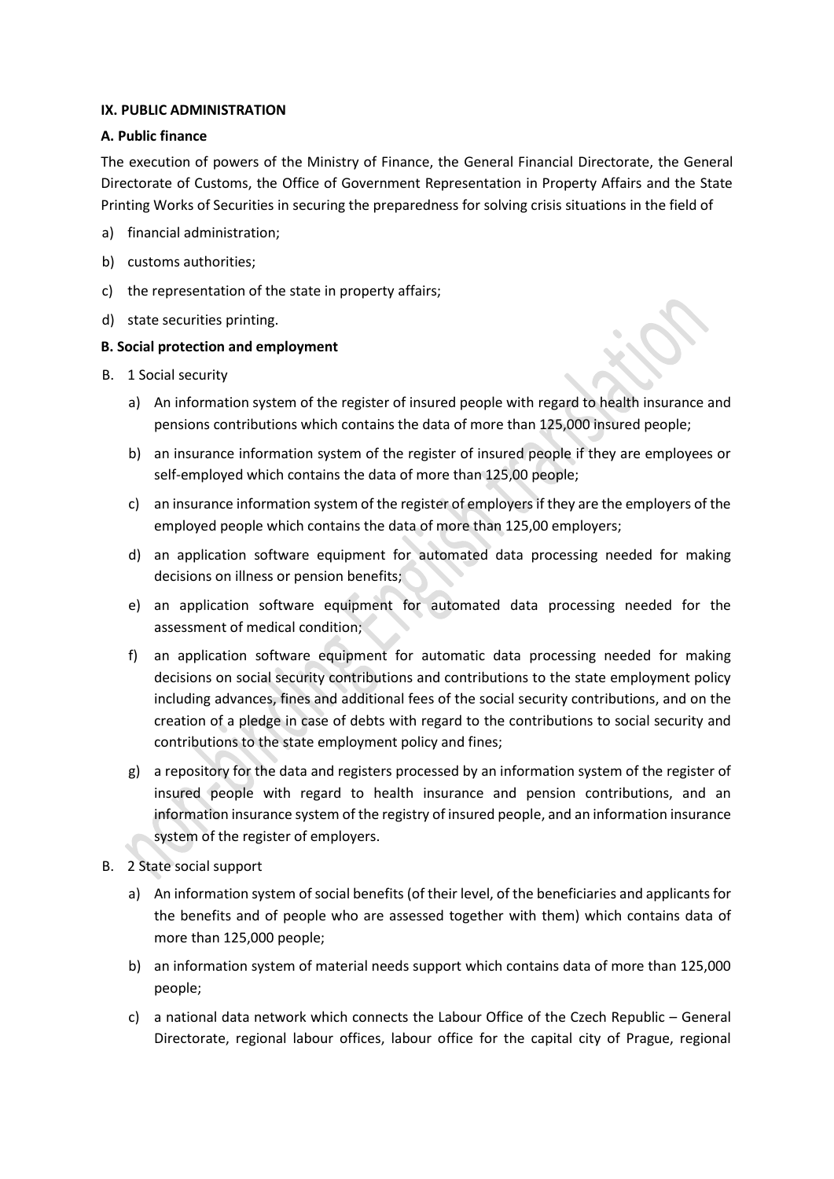**IX. PUBLIC ADMINISTRATION**

**A. Public finance**

The execution of powers of the Ministry of Finance, the General Financial Directorate, the General Directorate of Customs, the Office of Government Representation in Property Affairs and the State Printing Works of Securities in securing the preparedness for solving crisis situations in the field of

a) financial administration;

b) customs authorities;

c) the representation of the state in property affairs;

d) state securities printing.

**B. Social protection and employment**

B. 1 Social security

a) An information system of the register of insured people with regard to health insurance and pensions contributions which contains the data of more than 125,000 insured people;

b) an insurance information system of the register of insured people if they are employees or self-employed which contains the data of more than 125,00 people;

c) an insurance information system of the register of employers if they are the employers of the employed people which contains the data of more than 125,00 employers;

d) an application software equipment for automated data processing needed for making decisions on illness or pension benefits;

e) an application software equipment for automated data processing needed for the assessment of medical condition;

f) an application software equipment for automatic data processing needed for making decisions on social security contributions and contributions to the state employment policy including advances, fines and additional fees of the social security contributions, and on the creation of a pledge in case of debts with regard to the contributions to social security and contributions to the state employment policy and fines;

g) a repository for the data and registers processed by an information system of the register of insured people with regard to health insurance and pension contributions, and an information insurance system of the registry of insured people, and an information insurance system of the register of employers.

B. 2 State social support

a) An information system of social benefits (of their level, of the beneficiaries and applicants for the benefits and of people who are assessed together with them) which contains data of more than 125,000 people;

b) an information system of material needs support which contains data of more than 125,000 people;

c) a national data network which connects the Labour Office of the Czech Republic – General Directorate, regional labour offices, labour office for the capital city of Prague, regional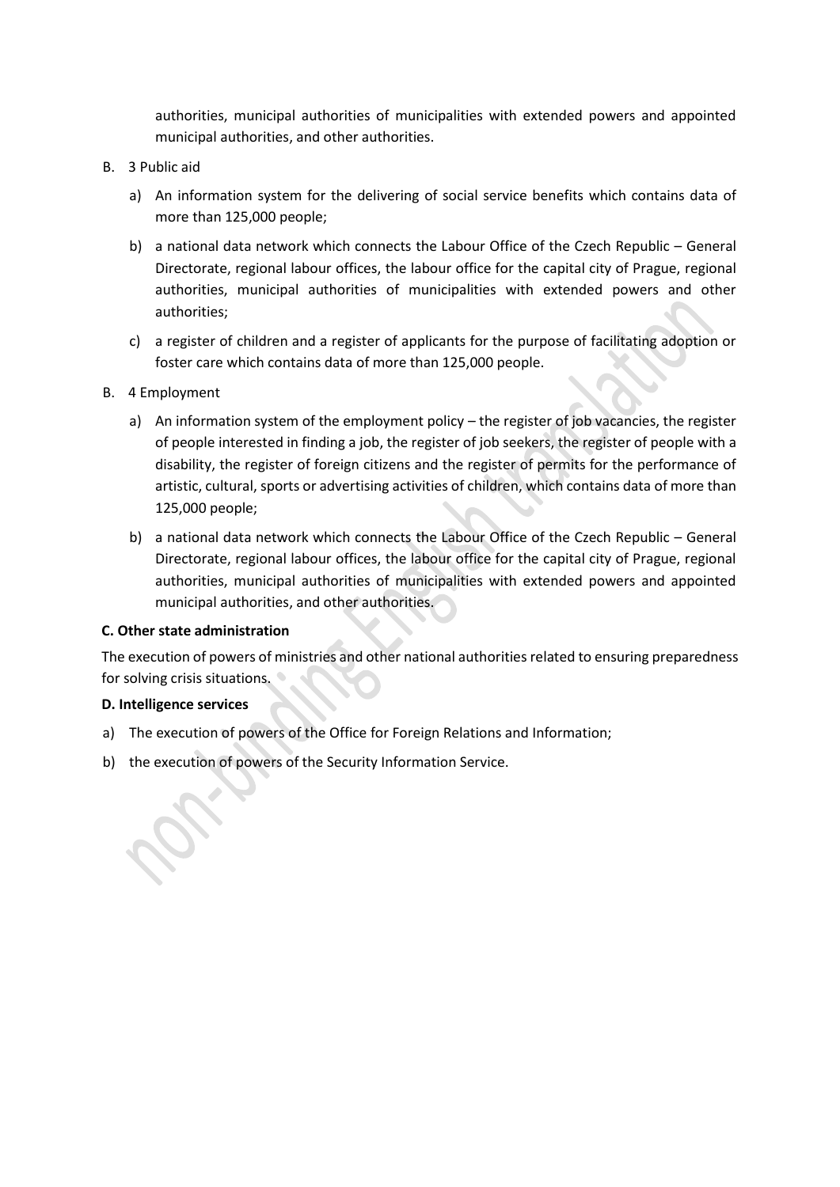authorities, municipal authorities of municipalities with extended powers and appointed municipal authorities, and other authorities.

B. 3 Public aid

a) An information system for the delivering of social service benefits which contains data of more than 125,000 people;

b) a national data network which connects the Labour Office of the Czech Republic – General Directorate, regional labour offices, the labour office for the capital city of Prague, regional authorities, municipal authorities of municipalities with extended powers and other authorities;

c) a register of children and a register of applicants for the purpose of facilitating adoption or foster care which contains data of more than 125,000 people.

B. 4 Employment

a) An information system of the employment policy – the register of job vacancies, the register of people interested in finding a job, the register of job seekers, the register of people with a disability, the register of foreign citizens and the register of permits for the performance of artistic, cultural, sports or advertising activities of children, which contains data of more than 125,000 people;

b) a national data network which connects the Labour Office of the Czech Republic – General Directorate, regional labour offices, the labour office for the capital city of Prague, regional authorities, municipal authorities of municipalities with extended powers and appointed municipal authorities, and other authorities.

**C. Other state administration**

The execution of powers of ministries and other national authorities related to ensuring preparedness for solving crisis situations.

**D. Intelligence services**

a) The execution of powers of the Office for Foreign Relations and Information;

b) the execution of powers of the Security Information Service.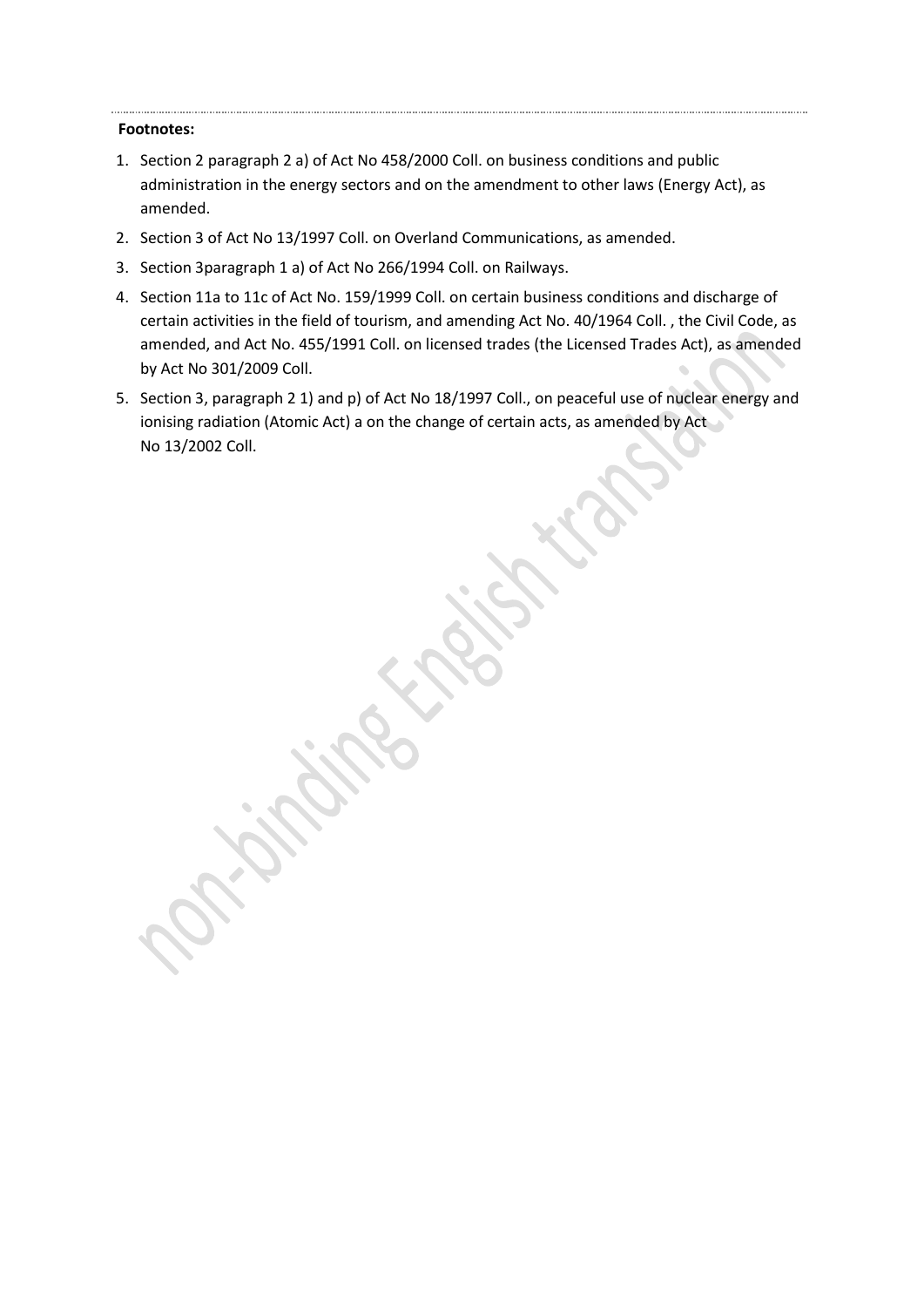**Footnotes:**

1. Section 2 paragraph 2 a) of Act No 458/2000 Coll. on business conditions and public administration in the energy sectors and on the amendment to other laws (Energy Act), as amended.
2. Section 3 of Act No 13/1997 Coll. on Overland Communications, as amended.
3. Section 3paragraph 1 a) of Act No 266/1994 Coll. on Railways.
4. Section 11a to 11c of Act No. 159/1999 Coll. on certain business conditions and discharge of certain activities in the field of tourism, and amending Act No. 40/1964 Coll. , the Civil Code, as amended, and Act No. 455/1991 Coll. on licensed trades (the Licensed Trades Act), as amended by Act No 301/2009 Coll.
5. Section 3, paragraph 2 1) and p) of Act No 18/1997 Coll., on peaceful use of nuclear energy and ionising radiation (Atomic Act) a on the change of certain acts, as amended by Act No 13/2002 Coll.